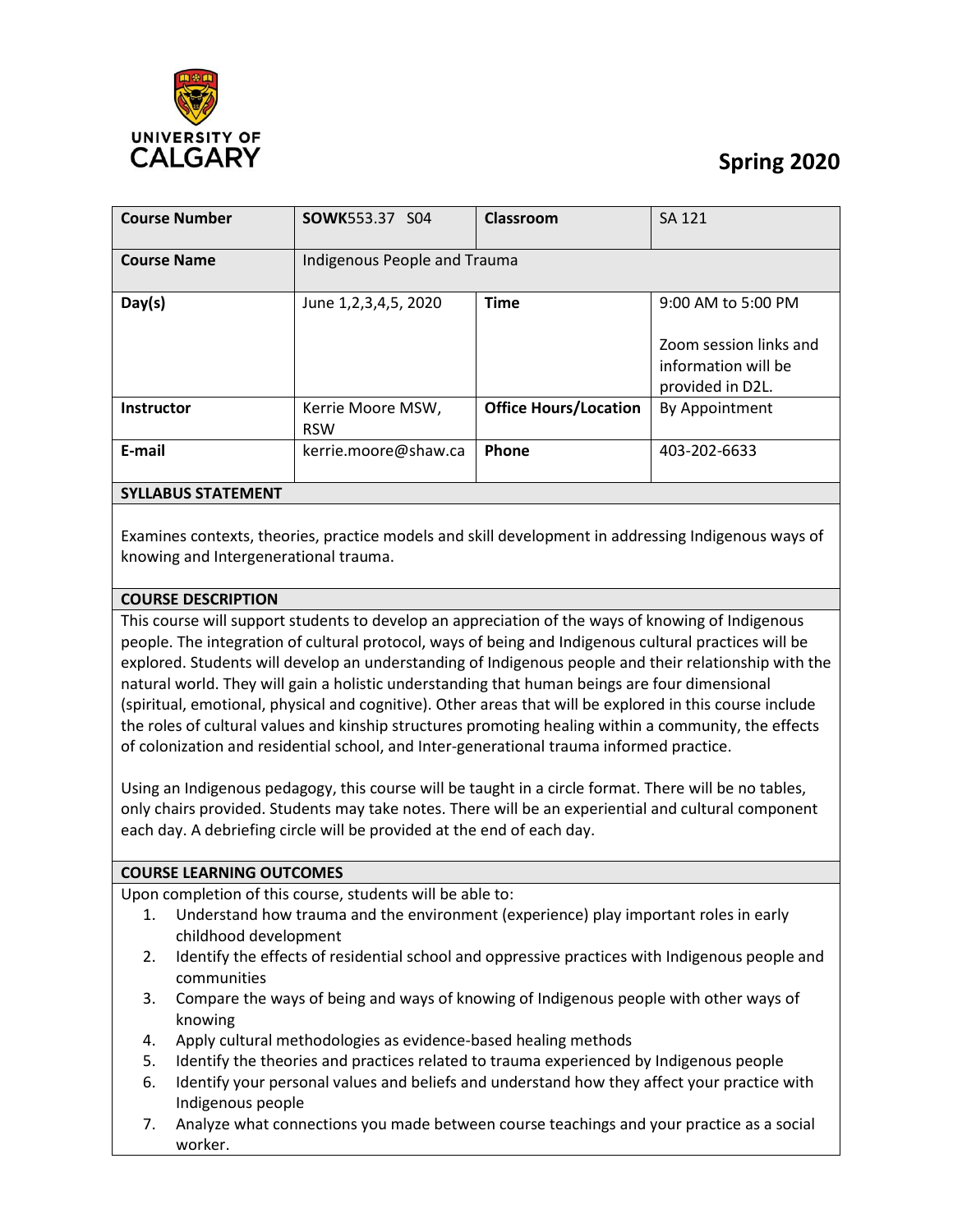UNIVERSITY OF CALGARY

**Spring 2020**

| **Course Number** | **SOWK**553.37 S04 | **Classroom** | SA 121 |
|---|---|---|---|
| **Course Name** | Indigenous People and Trauma | | |
| **Day(s)** | June 1,2,3,4,5, 2020 | **Time** | 9:00 AM to 5:00 PM<br><br>Zoom session links and information will be provided in D2L. |
| **Instructor** | Kerrie Moore MSW, RSW | **Office Hours/Location** | By Appointment |
| **E-mail** | kerrie.moore@shaw.ca | **Phone** | 403-202-6633 |

## SYLLABUS STATEMENT

Examines contexts, theories, practice models and skill development in addressing Indigenous ways of knowing and Intergenerational trauma.

## COURSE DESCRIPTION

This course will support students to develop an appreciation of the ways of knowing of Indigenous people. The integration of cultural protocol, ways of being and Indigenous cultural practices will be explored. Students will develop an understanding of Indigenous people and their relationship with the natural world. They will gain a holistic understanding that human beings are four dimensional (spiritual, emotional, physical and cognitive). Other areas that will be explored in this course include the roles of cultural values and kinship structures promoting healing within a community, the effects of colonization and residential school, and Inter-generational trauma informed practice.

Using an Indigenous pedagogy, this course will be taught in a circle format. There will be no tables, only chairs provided. Students may take notes. There will be an experiential and cultural component each day. A debriefing circle will be provided at the end of each day.

## COURSE LEARNING OUTCOMES

Upon completion of this course, students will be able to:

1. Understand how trauma and the environment (experience) play important roles in early childhood development
2. Identify the effects of residential school and oppressive practices with Indigenous people and communities
3. Compare the ways of being and ways of knowing of Indigenous people with other ways of knowing
4. Apply cultural methodologies as evidence-based healing methods
5. Identify the theories and practices related to trauma experienced by Indigenous people
6. Identify your personal values and beliefs and understand how they affect your practice with Indigenous people
7. Analyze what connections you made between course teachings and your practice as a social worker.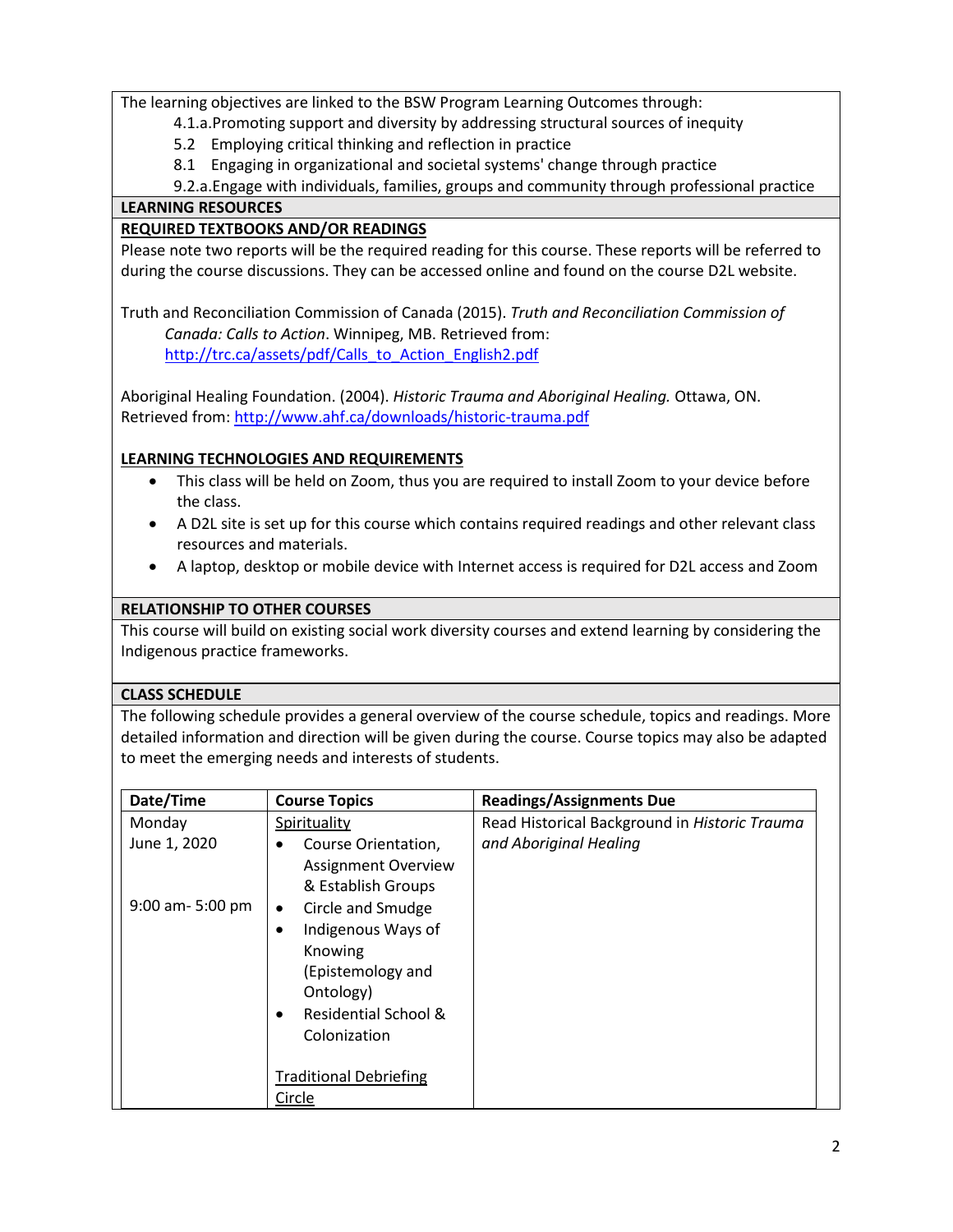The learning objectives are linked to the BSW Program Learning Outcomes through:

- 4.1.a. Promoting support and diversity by addressing structural sources of inequity
- 5.2 Employing critical thinking and reflection in practice
- 8.1 Engaging in organizational and societal systems' change through practice
- 9.2.a. Engage with individuals, families, groups and community through professional practice

## LEARNING RESOURCES

### REQUIRED TEXTBOOKS AND/OR READINGS

Please note two reports will be the required reading for this course. These reports will be referred to during the course discussions. They can be accessed online and found on the course D2L website.

Truth and Reconciliation Commission of Canada (2015). *Truth and Reconciliation Commission of Canada: Calls to Action*. Winnipeg, MB. Retrieved from: http://trc.ca/assets/pdf/Calls_to_Action_English2.pdf

Aboriginal Healing Foundation. (2004). *Historic Trauma and Aboriginal Healing.* Ottawa, ON. Retrieved from: http://www.ahf.ca/downloads/historic-trauma.pdf

### LEARNING TECHNOLOGIES AND REQUIREMENTS

- This class will be held on Zoom, thus you are required to install Zoom to your device before the class.
- A D2L site is set up for this course which contains required readings and other relevant class resources and materials.
- A laptop, desktop or mobile device with Internet access is required for D2L access and Zoom

## RELATIONSHIP TO OTHER COURSES

This course will build on existing social work diversity courses and extend learning by considering the Indigenous practice frameworks.

## CLASS SCHEDULE

The following schedule provides a general overview of the course schedule, topics and readings. More detailed information and direction will be given during the course. Course topics may also be adapted to meet the emerging needs and interests of students.

| Date/Time | Course Topics | Readings/Assignments Due |
|---|---|---|
| Monday<br>June 1, 2020<br><br>9:00 am- 5:00 pm | Spirituality<br>• Course Orientation, Assignment Overview & Establish Groups<br>• Circle and Smudge<br>• Indigenous Ways of Knowing (Epistemology and Ontology)<br>• Residential School & Colonization<br><br>Traditional Debriefing Circle | Read Historical Background in *Historic Trauma and Aboriginal Healing* |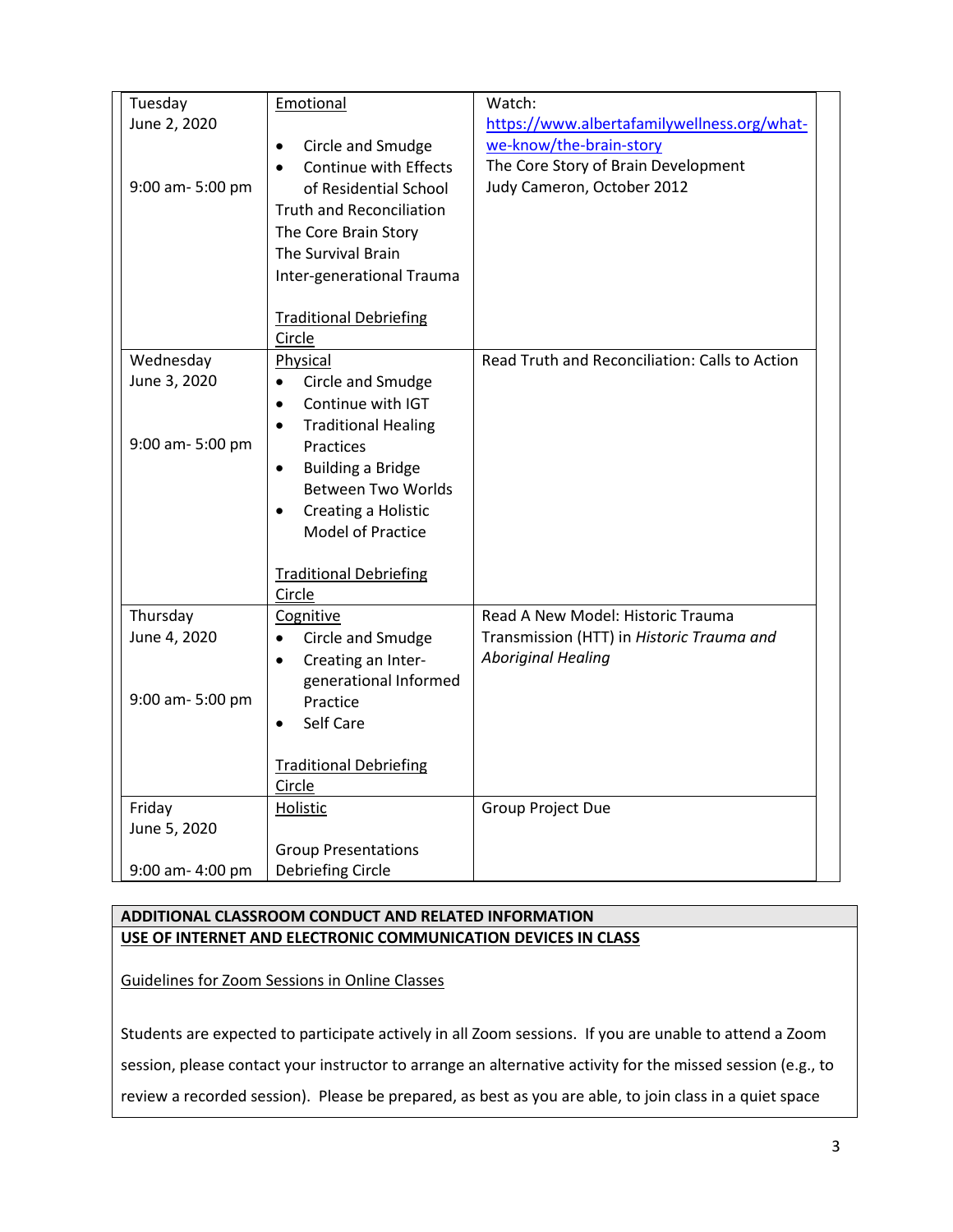| | | |
|---|---|---|
| Tuesday<br>June 2, 2020<br><br>9:00 am- 5:00 pm | <u>Emotional</u><br><br>• Circle and Smudge<br>• Continue with Effects of Residential School<br>Truth and Reconciliation<br>The Core Brain Story<br>The Survival Brain<br>Inter-generational Trauma<br><br><u>Traditional Debriefing Circle</u> | Watch:<br>https://www.albertafamilywellness.org/what-we-know/the-brain-story<br>The Core Story of Brain Development<br>Judy Cameron, October 2012 |
| Wednesday<br>June 3, 2020<br><br>9:00 am- 5:00 pm | <u>Physical</u><br>• Circle and Smudge<br>• Continue with IGT<br>• Traditional Healing Practices<br>• Building a Bridge Between Two Worlds<br>• Creating a Holistic Model of Practice<br><br><u>Traditional Debriefing Circle</u> | Read Truth and Reconciliation: Calls to Action |
| Thursday<br>June 4, 2020<br><br>9:00 am- 5:00 pm | <u>Cognitive</u><br>• Circle and Smudge<br>• Creating an Inter-generational Informed Practice<br>• Self Care<br><br><u>Traditional Debriefing Circle</u> | Read A New Model: Historic Trauma Transmission (HTT) in *Historic Trauma and Aboriginal Healing* |
| Friday<br>June 5, 2020<br><br>9:00 am- 4:00 pm | <u>Holistic</u><br><br>Group Presentations<br>Debriefing Circle | Group Project Due |

**ADDITIONAL CLASSROOM CONDUCT AND RELATED INFORMATION**

**<u>USE OF INTERNET AND ELECTRONIC COMMUNICATION DEVICES IN CLASS</u>**

<u>Guidelines for Zoom Sessions in Online Classes</u>

Students are expected to participate actively in all Zoom sessions. If you are unable to attend a Zoom session, please contact your instructor to arrange an alternative activity for the missed session (e.g., to review a recorded session). Please be prepared, as best as you are able, to join class in a quiet space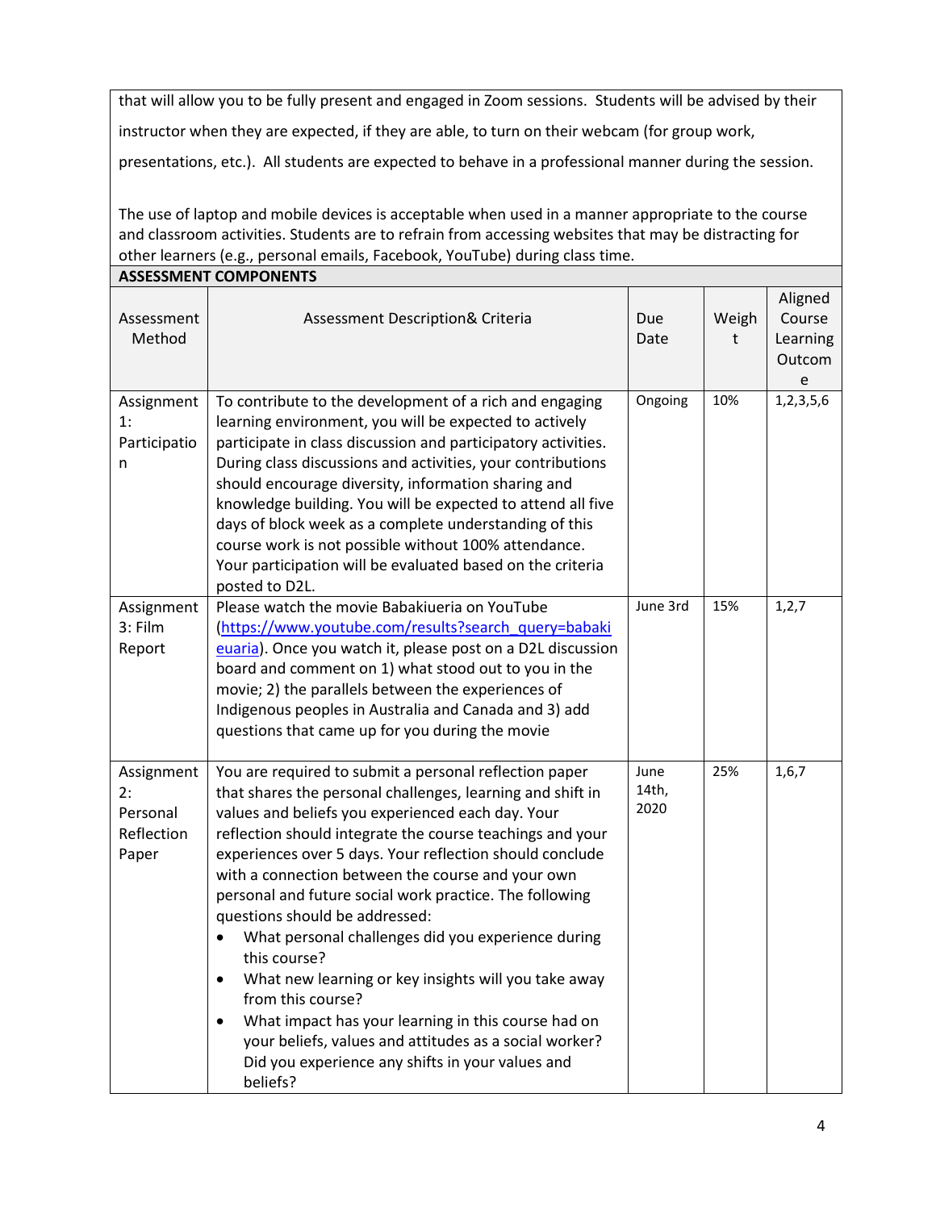that will allow you to be fully present and engaged in Zoom sessions. Students will be advised by their instructor when they are expected, if they are able, to turn on their webcam (for group work, presentations, etc.). All students are expected to behave in a professional manner during the session.

The use of laptop and mobile devices is acceptable when used in a manner appropriate to the course and classroom activities. Students are to refrain from accessing websites that may be distracting for other learners (e.g., personal emails, Facebook, YouTube) during class time.

**ASSESSMENT COMPONENTS**

| Assessment Method | Assessment Description& Criteria | Due Date | Weight | Aligned Course Learning Outcome |
|---|---|---|---|---|
| Assignment 1: Participation | To contribute to the development of a rich and engaging learning environment, you will be expected to actively participate in class discussion and participatory activities. During class discussions and activities, your contributions should encourage diversity, information sharing and knowledge building. You will be expected to attend all five days of block week as a complete understanding of this course work is not possible without 100% attendance. Your participation will be evaluated based on the criteria posted to D2L. | Ongoing | 10% | 1,2,3,5,6 |
| Assignment 3: Film Report | Please watch the movie Babakiueria on YouTube ([https://www.youtube.com/results?search_query=babakieuaria](https://www.youtube.com/results?search_query=babakieuaria)). Once you watch it, please post on a D2L discussion board and comment on 1) what stood out to you in the movie; 2) the parallels between the experiences of Indigenous peoples in Australia and Canada and 3) add questions that came up for you during the movie | June 3rd | 15% | 1,2,7 |
| Assignment 2: Personal Reflection Paper | You are required to submit a personal reflection paper that shares the personal challenges, learning and shift in values and beliefs you experienced each day. Your reflection should integrate the course teachings and your experiences over 5 days. Your reflection should conclude with a connection between the course and your own personal and future social work practice. The following questions should be addressed:<br>• What personal challenges did you experience during this course?<br>• What new learning or key insights will you take away from this course?<br>• What impact has your learning in this course had on your beliefs, values and attitudes as a social worker? Did you experience any shifts in your values and beliefs? | June 14th, 2020 | 25% | 1,6,7 |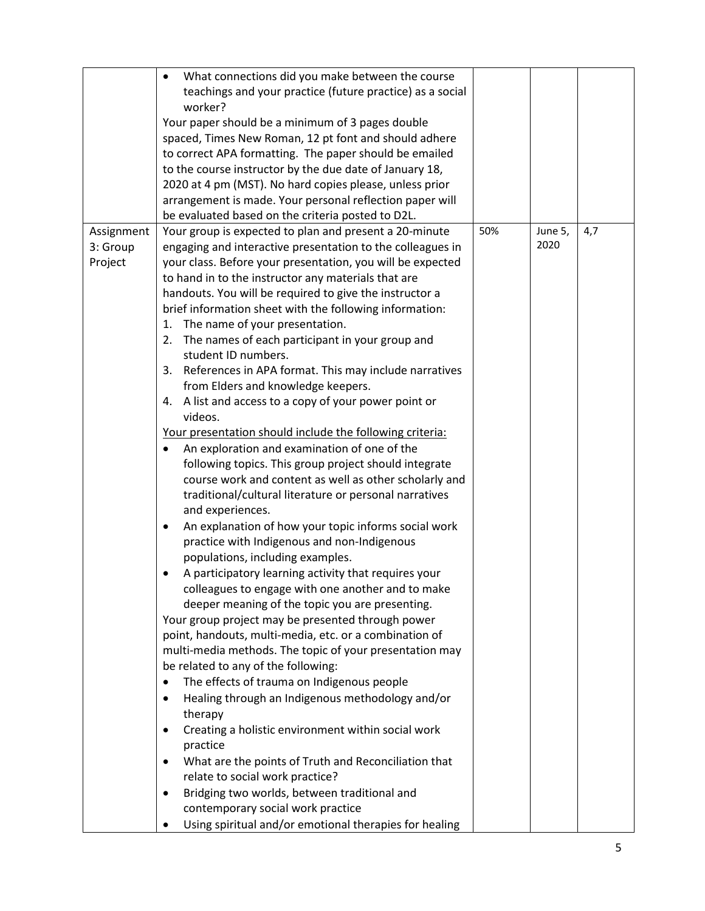| | | | | |
|---|---|---|---|---|
| | • What connections did you make between the course teachings and your practice (future practice) as a social worker?<br>Your paper should be a minimum of 3 pages double spaced, Times New Roman, 12 pt font and should adhere to correct APA formatting. The paper should be emailed to the course instructor by the due date of January 18, 2020 at 4 pm (MST). No hard copies please, unless prior arrangement is made. Your personal reflection paper will be evaluated based on the criteria posted to D2L. | | | |
| Assignment 3: Group Project | Your group is expected to plan and present a 20-minute engaging and interactive presentation to the colleagues in your class. Before your presentation, you will be expected to hand in to the instructor any materials that are handouts. You will be required to give the instructor a brief information sheet with the following information:<br>1. The name of your presentation.<br>2. The names of each participant in your group and student ID numbers.<br>3. References in APA format. This may include narratives from Elders and knowledge keepers.<br>4. A list and access to a copy of your power point or videos.<br><u>Your presentation should include the following criteria:</u><br>• An exploration and examination of one of the following topics. This group project should integrate course work and content as well as other scholarly and traditional/cultural literature or personal narratives and experiences.<br>• An explanation of how your topic informs social work practice with Indigenous and non-Indigenous populations, including examples.<br>• A participatory learning activity that requires your colleagues to engage with one another and to make deeper meaning of the topic you are presenting.<br>Your group project may be presented through power point, handouts, multi-media, etc. or a combination of multi-media methods. The topic of your presentation may be related to any of the following:<br>• The effects of trauma on Indigenous people<br>• Healing through an Indigenous methodology and/or therapy<br>• Creating a holistic environment within social work practice<br>• What are the points of Truth and Reconciliation that relate to social work practice?<br>• Bridging two worlds, between traditional and contemporary social work practice<br>• Using spiritual and/or emotional therapies for healing | 50% | June 5, 2020 | 4,7 |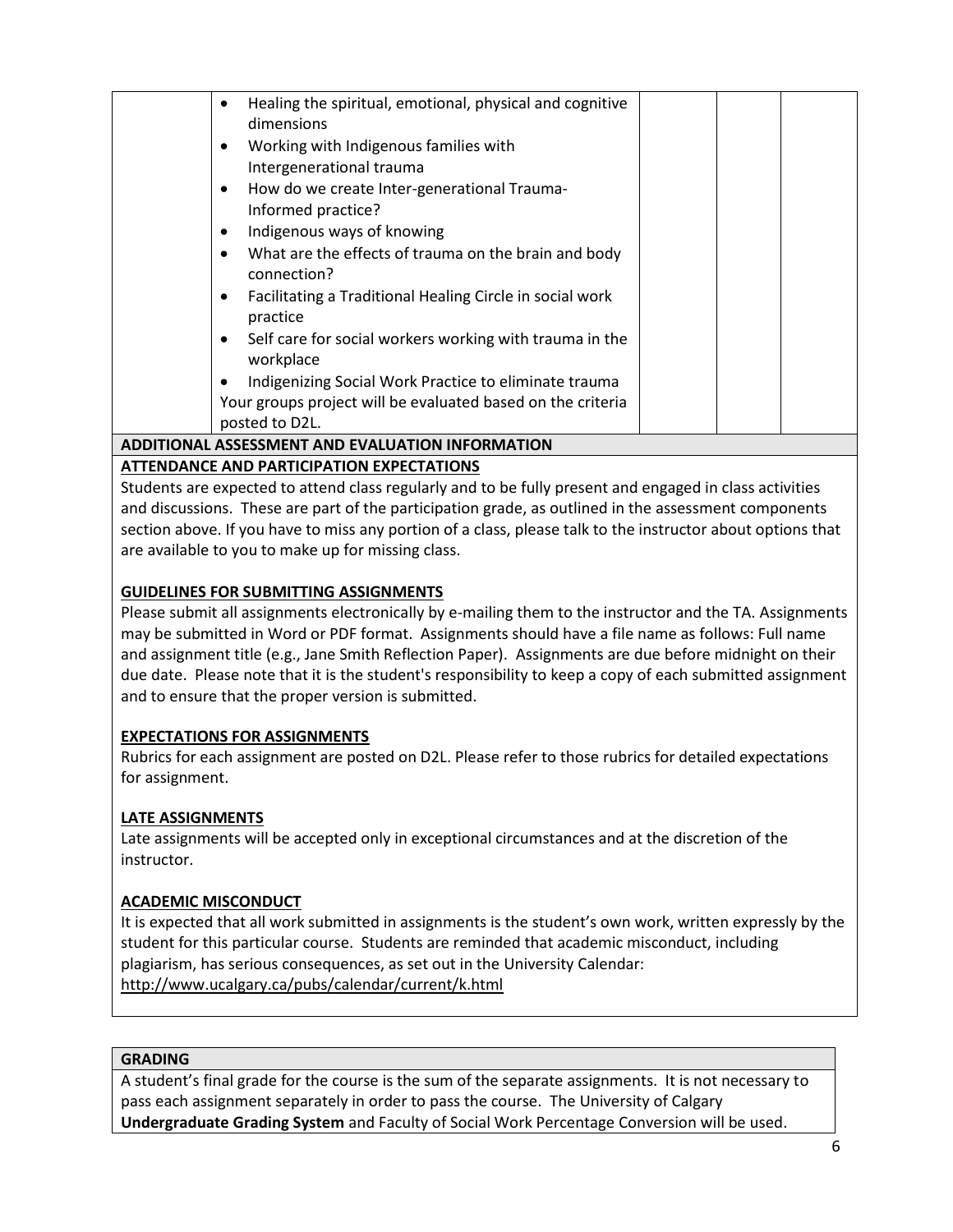| | | | | |
|---|---|---|---|---|
| | • Healing the spiritual, emotional, physical and cognitive dimensions<br>• Working with Indigenous families with Intergenerational trauma<br>• How do we create Inter-generational Trauma-Informed practice?<br>• Indigenous ways of knowing<br>• What are the effects of trauma on the brain and body connection?<br>• Facilitating a Traditional Healing Circle in social work practice<br>• Self care for social workers working with trauma in the workplace<br>• Indigenizing Social Work Practice to eliminate trauma<br>Your groups project will be evaluated based on the criteria posted to D2L. | | | |

**ADDITIONAL ASSESSMENT AND EVALUATION INFORMATION**

**ATTENDANCE AND PARTICIPATION EXPECTATIONS**

Students are expected to attend class regularly and to be fully present and engaged in class activities and discussions. These are part of the participation grade, as outlined in the assessment components section above. If you have to miss any portion of a class, please talk to the instructor about options that are available to you to make up for missing class.

**GUIDELINES FOR SUBMITTING ASSIGNMENTS**

Please submit all assignments electronically by e-mailing them to the instructor and the TA. Assignments may be submitted in Word or PDF format. Assignments should have a file name as follows: Full name and assignment title (e.g., Jane Smith Reflection Paper). Assignments are due before midnight on their due date. Please note that it is the student's responsibility to keep a copy of each submitted assignment and to ensure that the proper version is submitted.

**EXPECTATIONS FOR ASSIGNMENTS**

Rubrics for each assignment are posted on D2L. Please refer to those rubrics for detailed expectations for assignment.

**LATE ASSIGNMENTS**

Late assignments will be accepted only in exceptional circumstances and at the discretion of the instructor.

**ACADEMIC MISCONDUCT**

It is expected that all work submitted in assignments is the student's own work, written expressly by the student for this particular course. Students are reminded that academic misconduct, including plagiarism, has serious consequences, as set out in the University Calendar: http://www.ucalgary.ca/pubs/calendar/current/k.html

**GRADING**

A student's final grade for the course is the sum of the separate assignments. It is not necessary to pass each assignment separately in order to pass the course. The University of Calgary **Undergraduate Grading System** and Faculty of Social Work Percentage Conversion will be used.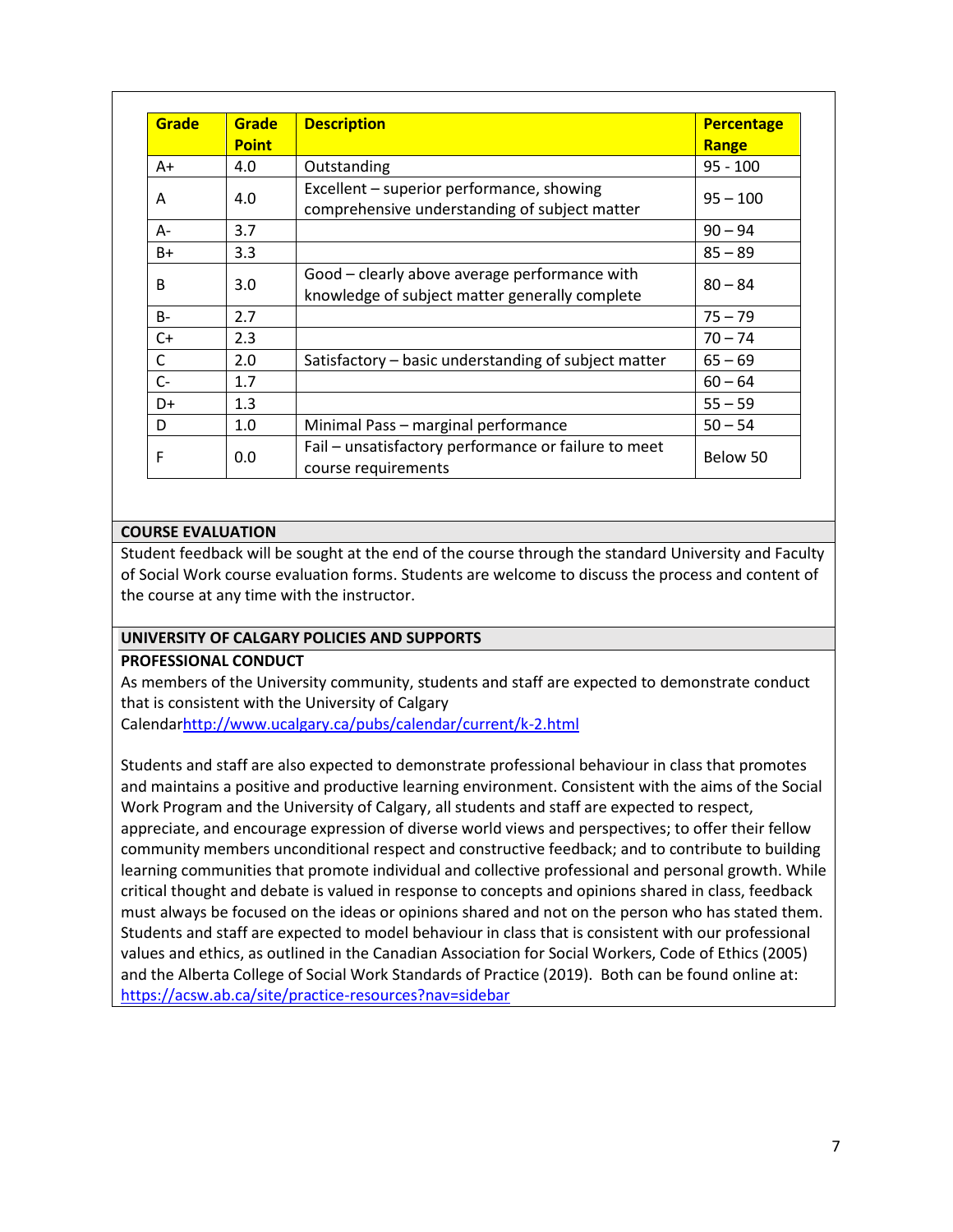| Grade | Grade Point | Description | Percentage Range |
|---|---|---|---|
| A+ | 4.0 | Outstanding | 95 - 100 |
| A | 4.0 | Excellent – superior performance, showing comprehensive understanding of subject matter | 95 – 100 |
| A- | 3.7 | | 90 – 94 |
| B+ | 3.3 | | 85 – 89 |
| B | 3.0 | Good – clearly above average performance with knowledge of subject matter generally complete | 80 – 84 |
| B- | 2.7 | | 75 – 79 |
| C+ | 2.3 | | 70 – 74 |
| C | 2.0 | Satisfactory – basic understanding of subject matter | 65 – 69 |
| C- | 1.7 | | 60 – 64 |
| D+ | 1.3 | | 55 – 59 |
| D | 1.0 | Minimal Pass – marginal performance | 50 – 54 |
| F | 0.0 | Fail – unsatisfactory performance or failure to meet course requirements | Below 50 |

## COURSE EVALUATION

Student feedback will be sought at the end of the course through the standard University and Faculty of Social Work course evaluation forms. Students are welcome to discuss the process and content of the course at any time with the instructor.

## UNIVERSITY OF CALGARY POLICIES AND SUPPORTS

### PROFESSIONAL CONDUCT

As members of the University community, students and staff are expected to demonstrate conduct that is consistent with the University of Calgary Calendar http://www.ucalgary.ca/pubs/calendar/current/k-2.html

Students and staff are also expected to demonstrate professional behaviour in class that promotes and maintains a positive and productive learning environment. Consistent with the aims of the Social Work Program and the University of Calgary, all students and staff are expected to respect, appreciate, and encourage expression of diverse world views and perspectives; to offer their fellow community members unconditional respect and constructive feedback; and to contribute to building learning communities that promote individual and collective professional and personal growth. While critical thought and debate is valued in response to concepts and opinions shared in class, feedback must always be focused on the ideas or opinions shared and not on the person who has stated them. Students and staff are expected to model behaviour in class that is consistent with our professional values and ethics, as outlined in the Canadian Association for Social Workers, Code of Ethics (2005) and the Alberta College of Social Work Standards of Practice (2019). Both can be found online at: https://acsw.ab.ca/site/practice-resources?nav=sidebar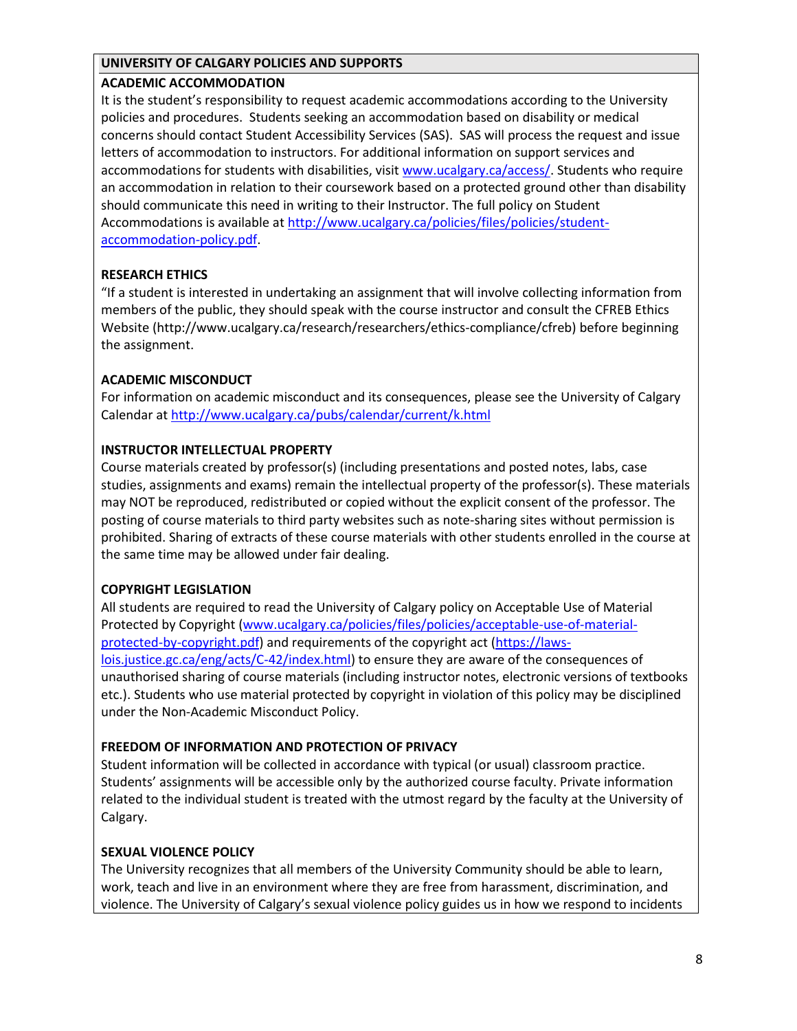## UNIVERSITY OF CALGARY POLICIES AND SUPPORTS

### ACADEMIC ACCOMMODATION

It is the student's responsibility to request academic accommodations according to the University policies and procedures. Students seeking an accommodation based on disability or medical concerns should contact Student Accessibility Services (SAS). SAS will process the request and issue letters of accommodation to instructors. For additional information on support services and accommodations for students with disabilities, visit [www.ucalgary.ca/access/](www.ucalgary.ca/access/). Students who require an accommodation in relation to their coursework based on a protected ground other than disability should communicate this need in writing to their Instructor. The full policy on Student Accommodations is available at [http://www.ucalgary.ca/policies/files/policies/student-accommodation-policy.pdf](http://www.ucalgary.ca/policies/files/policies/student-accommodation-policy.pdf).

### RESEARCH ETHICS

"If a student is interested in undertaking an assignment that will involve collecting information from members of the public, they should speak with the course instructor and consult the CFREB Ethics Website (http://www.ucalgary.ca/research/researchers/ethics-compliance/cfreb) before beginning the assignment.

### ACADEMIC MISCONDUCT

For information on academic misconduct and its consequences, please see the University of Calgary Calendar at [http://www.ucalgary.ca/pubs/calendar/current/k.html](http://www.ucalgary.ca/pubs/calendar/current/k.html)

### INSTRUCTOR INTELLECTUAL PROPERTY

Course materials created by professor(s) (including presentations and posted notes, labs, case studies, assignments and exams) remain the intellectual property of the professor(s). These materials may NOT be reproduced, redistributed or copied without the explicit consent of the professor. The posting of course materials to third party websites such as note-sharing sites without permission is prohibited. Sharing of extracts of these course materials with other students enrolled in the course at the same time may be allowed under fair dealing.

### COPYRIGHT LEGISLATION

All students are required to read the University of Calgary policy on Acceptable Use of Material Protected by Copyright ([www.ucalgary.ca/policies/files/policies/acceptable-use-of-material-protected-by-copyright.pdf](www.ucalgary.ca/policies/files/policies/acceptable-use-of-material-protected-by-copyright.pdf)) and requirements of the copyright act ([https://laws-lois.justice.gc.ca/eng/acts/C-42/index.html](https://laws-lois.justice.gc.ca/eng/acts/C-42/index.html)) to ensure they are aware of the consequences of unauthorised sharing of course materials (including instructor notes, electronic versions of textbooks etc.). Students who use material protected by copyright in violation of this policy may be disciplined under the Non-Academic Misconduct Policy.

### FREEDOM OF INFORMATION AND PROTECTION OF PRIVACY

Student information will be collected in accordance with typical (or usual) classroom practice. Students' assignments will be accessible only by the authorized course faculty. Private information related to the individual student is treated with the utmost regard by the faculty at the University of Calgary.

### SEXUAL VIOLENCE POLICY

The University recognizes that all members of the University Community should be able to learn, work, teach and live in an environment where they are free from harassment, discrimination, and violence. The University of Calgary's sexual violence policy guides us in how we respond to incidents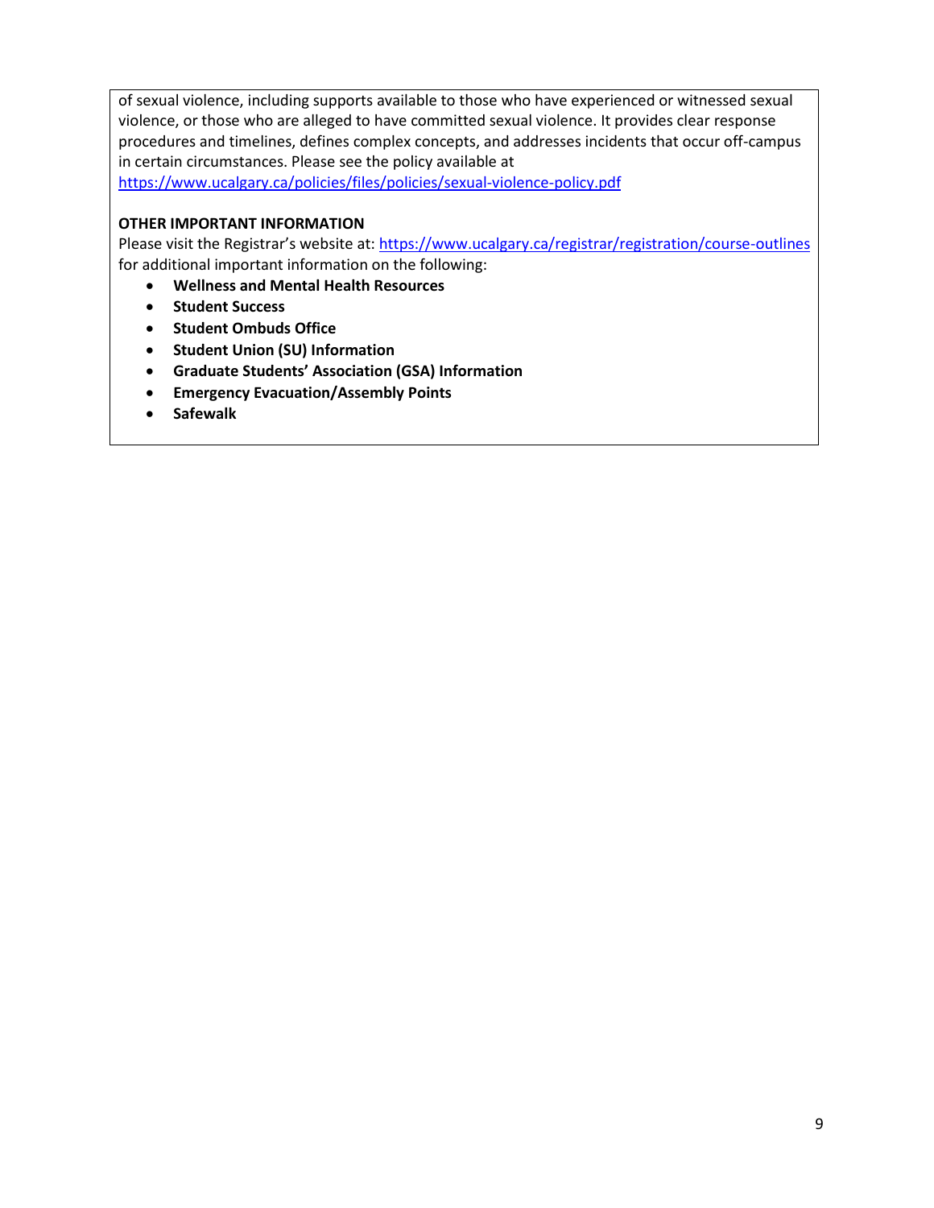of sexual violence, including supports available to those who have experienced or witnessed sexual violence, or those who are alleged to have committed sexual violence. It provides clear response procedures and timelines, defines complex concepts, and addresses incidents that occur off-campus in certain circumstances. Please see the policy available at https://www.ucalgary.ca/policies/files/policies/sexual-violence-policy.pdf

**OTHER IMPORTANT INFORMATION**

Please visit the Registrar's website at: https://www.ucalgary.ca/registrar/registration/course-outlines for additional important information on the following:

- **Wellness and Mental Health Resources**
- **Student Success**
- **Student Ombuds Office**
- **Student Union (SU) Information**
- **Graduate Students' Association (GSA) Information**
- **Emergency Evacuation/Assembly Points**
- **Safewalk**